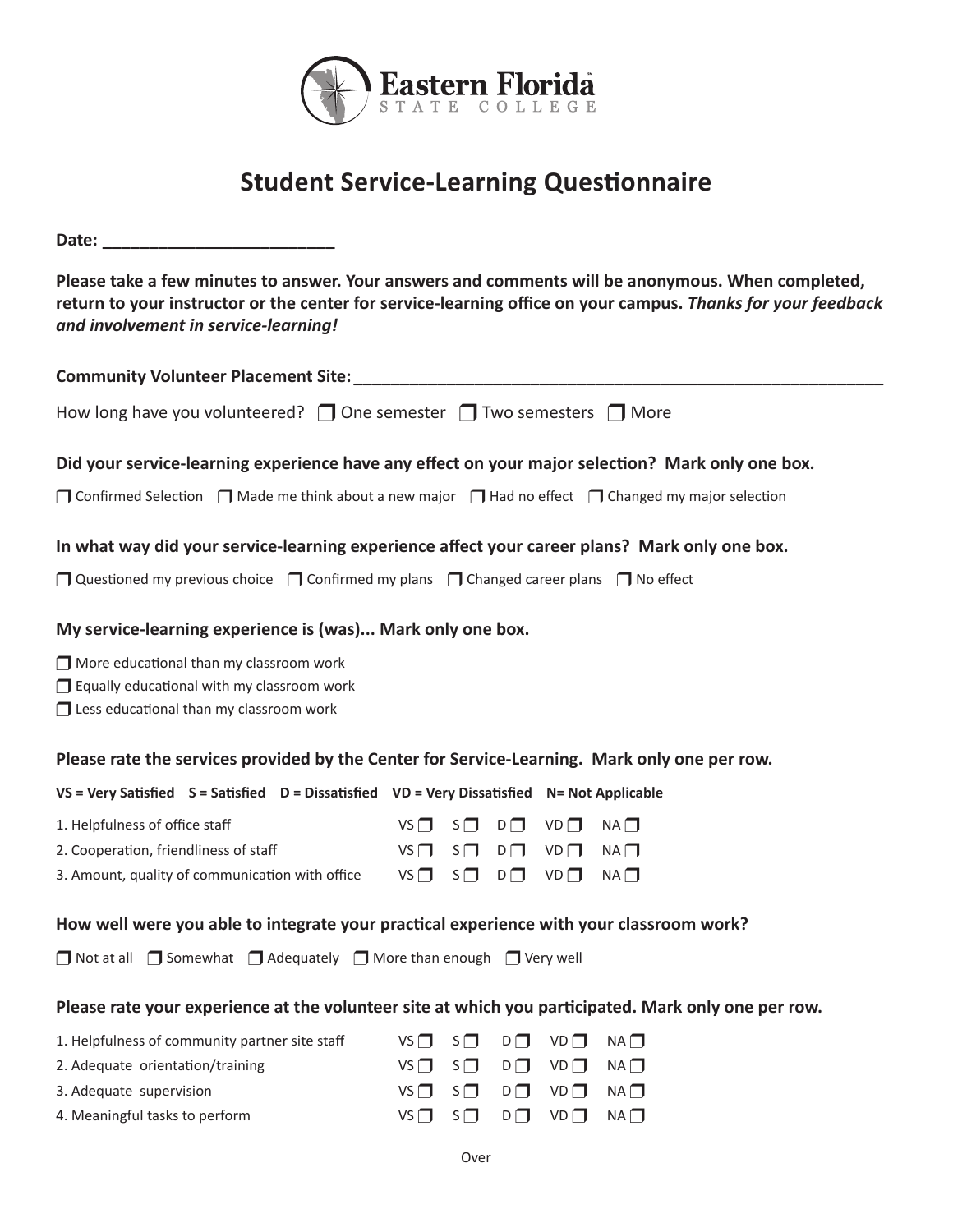Eastern Florida STATE COLLEGE

# Student Service-Learning Questionnaire

**Date: ________________________**

**Please take a few minutes to answer. Your answers and comments will be anonymous. When completed, return to your instructor or the center for service-learning office on your campus.** ***Thanks for your feedback and involvement in service-learning!***

**Community Volunteer Placement Site: ____________________________________________________________**

How long have you volunteered? ❐ One semester ❐ Two semesters ❐ More

**Did your service-learning experience have any effect on your major selection? Mark only one box.**

❐ Confirmed Selection ❐ Made me think about a new major ❐ Had no effect ❐ Changed my major selection

**In what way did your service-learning experience affect your career plans? Mark only one box.**

❐ Questioned my previous choice ❐ Confirmed my plans ❐ Changed career plans ❐ No effect

**My service-learning experience is (was)... Mark only one box.**

❐ More educational than my classroom work
❐ Equally educational with my classroom work
❐ Less educational than my classroom work

**Please rate the services provided by the Center for Service-Learning. Mark only one per row.**

**VS = Very Satisfied S = Satisfied D = Dissatisfied VD = Very Dissatisfied N= Not Applicable**

| | | | | | |
|---|---|---|---|---|---|
| 1. Helpfulness of office staff | VS ❐ | S ❐ | D ❐ | VD ❐ | NA ❐ |
| 2. Cooperation, friendliness of staff | VS ❐ | S ❐ | D ❐ | VD ❐ | NA ❐ |
| 3. Amount, quality of communication with office | VS ❐ | S ❐ | D ❐ | VD ❐ | NA ❐ |

**How well were you able to integrate your practical experience with your classroom work?**

❐ Not at all ❐ Somewhat ❐ Adequately ❐ More than enough ❐ Very well

**Please rate your experience at the volunteer site at which you participated. Mark only one per row.**

| | | | | | |
|---|---|---|---|---|---|
| 1. Helpfulness of community partner site staff | VS ❐ | S ❐ | D ❐ | VD ❐ | NA ❐ |
| 2. Adequate orientation/training | VS ❐ | S ❐ | D ❐ | VD ❐ | NA ❐ |
| 3. Adequate supervision | VS ❐ | S ❐ | D ❐ | VD ❐ | NA ❐ |
| 4. Meaningful tasks to perform | VS ❐ | S ❐ | D ❐ | VD ❐ | NA ❐ |

Over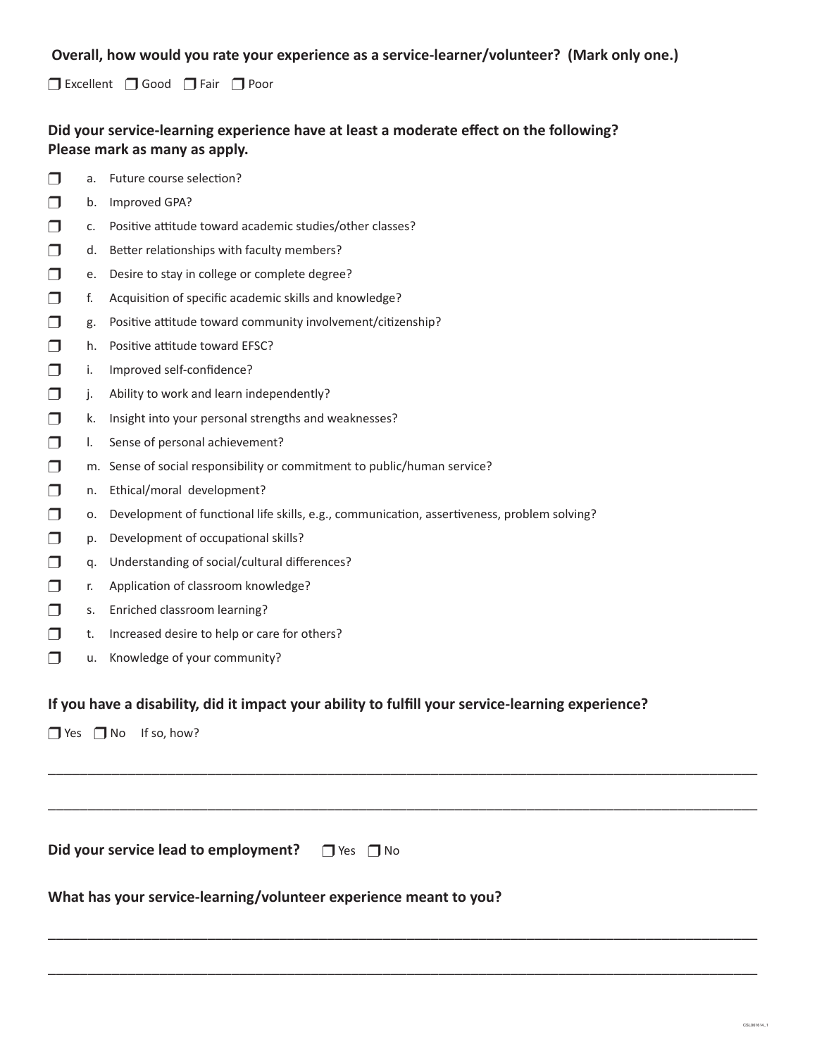**Overall, how would you rate your experience as a service-learner/volunteer? (Mark only one.)**

❒ Excellent ❒ Good ❒ Fair ❒ Poor

**Did your service-learning experience have at least a moderate effect on the following? Please mark as many as apply.**

- ❒ a. Future course selection?
- ❒ b. Improved GPA?
- ❒ c. Positive attitude toward academic studies/other classes?
- ❒ d. Better relationships with faculty members?
- ❒ e. Desire to stay in college or complete degree?
- ❒ f. Acquisition of specific academic skills and knowledge?
- ❒ g. Positive attitude toward community involvement/citizenship?
- ❒ h. Positive attitude toward EFSC?
- ❒ i. Improved self-confidence?
- ❒ j. Ability to work and learn independently?
- ❒ k. Insight into your personal strengths and weaknesses?
- ❒ l. Sense of personal achievement?
- ❒ m. Sense of social responsibility or commitment to public/human service?
- ❒ n. Ethical/moral development?
- ❒ o. Development of functional life skills, e.g., communication, assertiveness, problem solving?
- ❒ p. Development of occupational skills?
- ❒ q. Understanding of social/cultural differences?
- ❒ r. Application of classroom knowledge?
- ❒ s. Enriched classroom learning?
- ❒ t. Increased desire to help or care for others?
- ❒ u. Knowledge of your community?

**If you have a disability, did it impact your ability to fulfill your service-learning experience?**

❒ Yes ❒ No If so, how?

_______________________________________________________________________________

_______________________________________________________________________________

**Did your service lead to employment?** ❒ Yes ❒ No

**What has your service-learning/volunteer experience meant to you?**

_______________________________________________________________________________

_______________________________________________________________________________

CSL061614_1